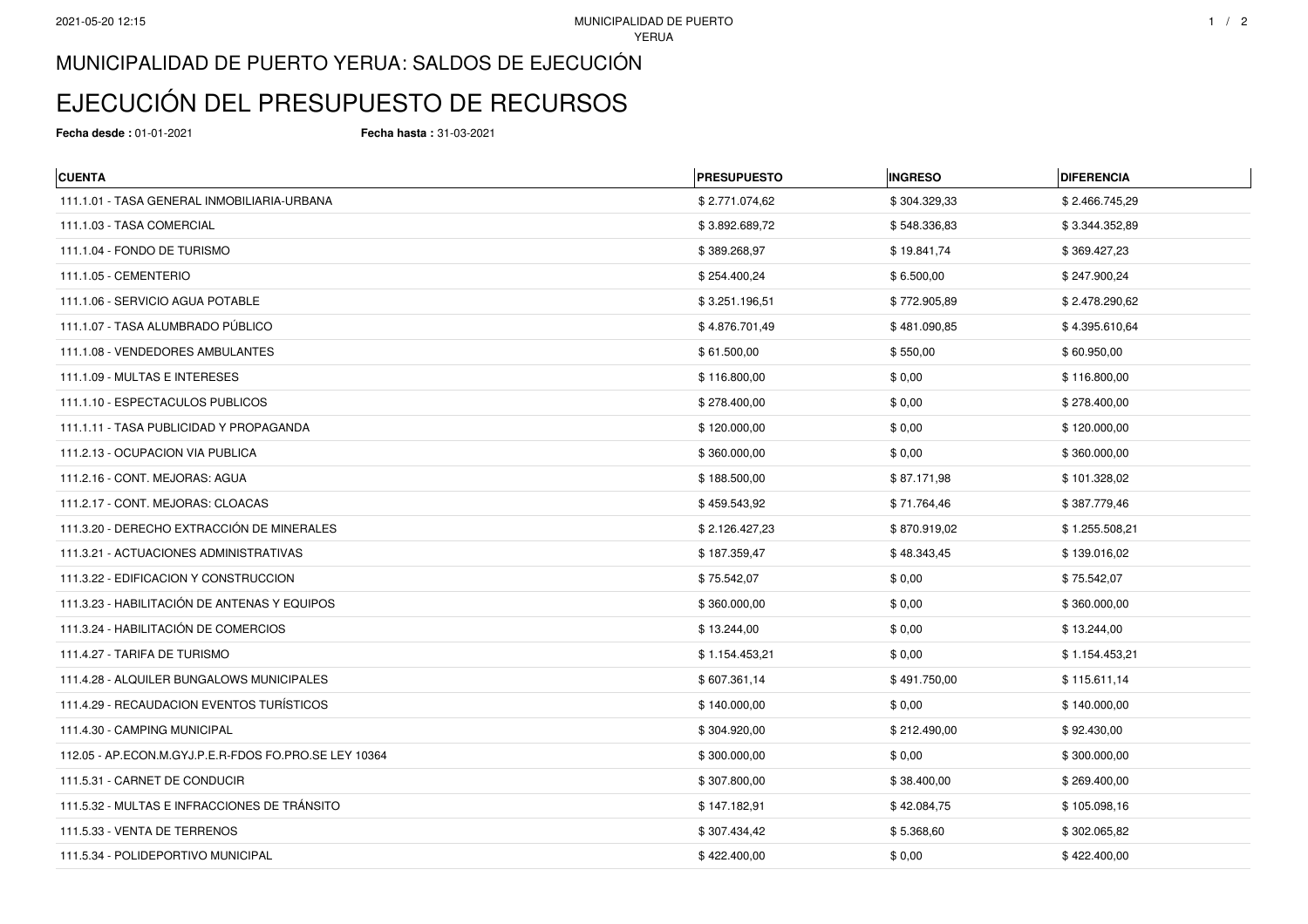## MUNICIPALIDAD DE PUERTO YERUA: SALDOS DE EJECUCIÓN

# EJECUCIÓN DEL PRESUPUESTO DE RECURSOS

**Fecha desde :** 01-01-2021 **Fecha hasta :** 31-03-2021

| CUENTA | PRESUPUESTO | INGRESO | DIFERENCIA |
|---|---|---|---|
| 111.1.01 - TASA GENERAL INMOBILIARIA-URBANA | $ 2.771.074,62 | $ 304.329,33 | $ 2.466.745,29 |
| 111.1.03 - TASA COMERCIAL | $ 3.892.689,72 | $ 548.336,83 | $ 3.344.352,89 |
| 111.1.04 - FONDO DE TURISMO | $ 389.268,97 | $ 19.841,74 | $ 369.427,23 |
| 111.1.05 - CEMENTERIO | $ 254.400,24 | $ 6.500,00 | $ 247.900,24 |
| 111.1.06 - SERVICIO AGUA POTABLE | $ 3.251.196,51 | $ 772.905,89 | $ 2.478.290,62 |
| 111.1.07 - TASA ALUMBRADO PÚBLICO | $ 4.876.701,49 | $ 481.090,85 | $ 4.395.610,64 |
| 111.1.08 - VENDEDORES AMBULANTES | $ 61.500,00 | $ 550,00 | $ 60.950,00 |
| 111.1.09 - MULTAS E INTERESES | $ 116.800,00 | $ 0,00 | $ 116.800,00 |
| 111.1.10 - ESPECTACULOS PUBLICOS | $ 278.400,00 | $ 0,00 | $ 278.400,00 |
| 111.1.11 - TASA PUBLICIDAD Y PROPAGANDA | $ 120.000,00 | $ 0,00 | $ 120.000,00 |
| 111.2.13 - OCUPACION VIA PUBLICA | $ 360.000,00 | $ 0,00 | $ 360.000,00 |
| 111.2.16 - CONT. MEJORAS: AGUA | $ 188.500,00 | $ 87.171,98 | $ 101.328,02 |
| 111.2.17 - CONT. MEJORAS: CLOACAS | $ 459.543,92 | $ 71.764,46 | $ 387.779,46 |
| 111.3.20 - DERECHO EXTRACCIÓN DE MINERALES | $ 2.126.427,23 | $ 870.919,02 | $ 1.255.508,21 |
| 111.3.21 - ACTUACIONES ADMINISTRATIVAS | $ 187.359,47 | $ 48.343,45 | $ 139.016,02 |
| 111.3.22 - EDIFICACION Y CONSTRUCCION | $ 75.542,07 | $ 0,00 | $ 75.542,07 |
| 111.3.23 - HABILITACIÓN DE ANTENAS Y EQUIPOS | $ 360.000,00 | $ 0,00 | $ 360.000,00 |
| 111.3.24 - HABILITACIÓN DE COMERCIOS | $ 13.244,00 | $ 0,00 | $ 13.244,00 |
| 111.4.27 - TARIFA DE TURISMO | $ 1.154.453,21 | $ 0,00 | $ 1.154.453,21 |
| 111.4.28 - ALQUILER BUNGALOWS MUNICIPALES | $ 607.361,14 | $ 491.750,00 | $ 115.611,14 |
| 111.4.29 - RECAUDACION EVENTOS TURÍSTICOS | $ 140.000,00 | $ 0,00 | $ 140.000,00 |
| 111.4.30 - CAMPING MUNICIPAL | $ 304.920,00 | $ 212.490,00 | $ 92.430,00 |
| 112.05 - AP.ECON.M.GYJ.P.E.R-FDOS FO.PRO.SE LEY 10364 | $ 300.000,00 | $ 0,00 | $ 300.000,00 |
| 111.5.31 - CARNET DE CONDUCIR | $ 307.800,00 | $ 38.400,00 | $ 269.400,00 |
| 111.5.32 - MULTAS E INFRACCIONES DE TRÁNSITO | $ 147.182,91 | $ 42.084,75 | $ 105.098,16 |
| 111.5.33 - VENTA DE TERRENOS | $ 307.434,42 | $ 5.368,60 | $ 302.065,82 |
| 111.5.34 - POLIDEPORTIVO MUNICIPAL | $ 422.400,00 | $ 0,00 | $ 422.400,00 |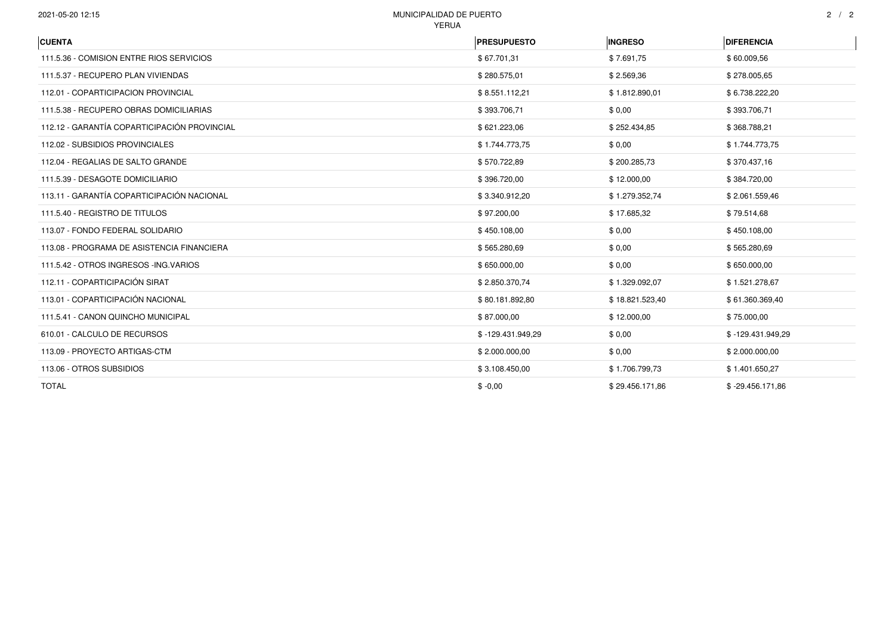| CUENTA | PRESUPUESTO | INGRESO | DIFERENCIA |
| --- | --- | --- | --- |
| 111.5.36 - COMISION ENTRE RIOS SERVICIOS | $ 67.701,31 | $ 7.691,75 | $ 60.009,56 |
| 111.5.37 - RECUPERO PLAN VIVIENDAS | $ 280.575,01 | $ 2.569,36 | $ 278.005,65 |
| 112.01 - COPARTICIPACION PROVINCIAL | $ 8.551.112,21 | $ 1.812.890,01 | $ 6.738.222,20 |
| 111.5.38 - RECUPERO OBRAS DOMICILIARIAS | $ 393.706,71 | $ 0,00 | $ 393.706,71 |
| 112.12 - GARANTÍA COPARTICIPACIÓN PROVINCIAL | $ 621.223,06 | $ 252.434,85 | $ 368.788,21 |
| 112.02 - SUBSIDIOS PROVINCIALES | $ 1.744.773,75 | $ 0,00 | $ 1.744.773,75 |
| 112.04 - REGALIAS DE SALTO GRANDE | $ 570.722,89 | $ 200.285,73 | $ 370.437,16 |
| 111.5.39 - DESAGOTE DOMICILIARIO | $ 396.720,00 | $ 12.000,00 | $ 384.720,00 |
| 113.11 - GARANTÍA COPARTICIPACIÓN NACIONAL | $ 3.340.912,20 | $ 1.279.352,74 | $ 2.061.559,46 |
| 111.5.40 - REGISTRO DE TITULOS | $ 97.200,00 | $ 17.685,32 | $ 79.514,68 |
| 113.07 - FONDO FEDERAL SOLIDARIO | $ 450.108,00 | $ 0,00 | $ 450.108,00 |
| 113.08 - PROGRAMA DE ASISTENCIA FINANCIERA | $ 565.280,69 | $ 0,00 | $ 565.280,69 |
| 111.5.42 - OTROS INGRESOS -ING.VARIOS | $ 650.000,00 | $ 0,00 | $ 650.000,00 |
| 112.11 - COPARTICIPACIÓN SIRAT | $ 2.850.370,74 | $ 1.329.092,07 | $ 1.521.278,67 |
| 113.01 - COPARTICIPACIÓN NACIONAL | $ 80.181.892,80 | $ 18.821.523,40 | $ 61.360.369,40 |
| 111.5.41 - CANON QUINCHO MUNICIPAL | $ 87.000,00 | $ 12.000,00 | $ 75.000,00 |
| 610.01 - CALCULO DE RECURSOS | $ -129.431.949,29 | $ 0,00 | $ -129.431.949,29 |
| 113.09 - PROYECTO ARTIGAS-CTM | $ 2.000.000,00 | $ 0,00 | $ 2.000.000,00 |
| 113.06 - OTROS SUBSIDIOS | $ 3.108.450,00 | $ 1.706.799,73 | $ 1.401.650,27 |
| TOTAL | $ -0,00 | $ 29.456.171,86 | $ -29.456.171,86 |